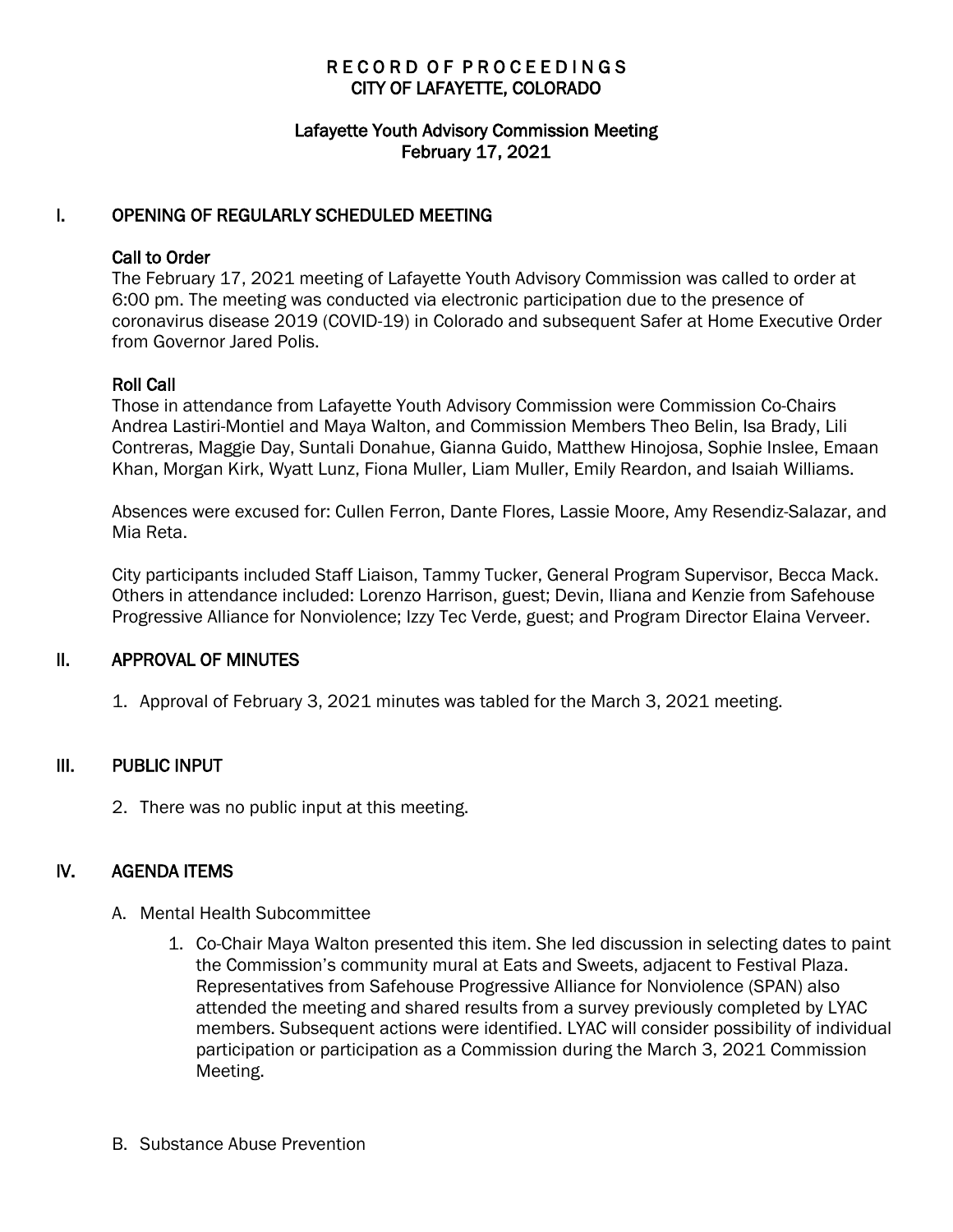# RECORD OF PROCEEDINGS
# CITY OF LAFAYETTE, COLORADO

## Lafayette Youth Advisory Commission Meeting
## February 17, 2021

## I. OPENING OF REGULARLY SCHEDULED MEETING

### Call to Order

The February 17, 2021 meeting of Lafayette Youth Advisory Commission was called to order at 6:00 pm. The meeting was conducted via electronic participation due to the presence of coronavirus disease 2019 (COVID-19) in Colorado and subsequent Safer at Home Executive Order from Governor Jared Polis.

### Roll Call

Those in attendance from Lafayette Youth Advisory Commission were Commission Co-Chairs Andrea Lastiri-Montiel and Maya Walton, and Commission Members Theo Belin, Isa Brady, Lili Contreras, Maggie Day, Suntali Donahue, Gianna Guido, Matthew Hinojosa, Sophie Inslee, Emaan Khan, Morgan Kirk, Wyatt Lunz, Fiona Muller, Liam Muller, Emily Reardon, and Isaiah Williams.

Absences were excused for: Cullen Ferron, Dante Flores, Lassie Moore, Amy Resendiz-Salazar, and Mia Reta.

City participants included Staff Liaison, Tammy Tucker, General Program Supervisor, Becca Mack. Others in attendance included: Lorenzo Harrison, guest; Devin, Iliana and Kenzie from Safehouse Progressive Alliance for Nonviolence; Izzy Tec Verde, guest; and Program Director Elaina Verveer.

## II. APPROVAL OF MINUTES

1. Approval of February 3, 2021 minutes was tabled for the March 3, 2021 meeting.

## III. PUBLIC INPUT

2. There was no public input at this meeting.

## IV. AGENDA ITEMS

A. Mental Health Subcommittee

1. Co-Chair Maya Walton presented this item. She led discussion in selecting dates to paint the Commission's community mural at Eats and Sweets, adjacent to Festival Plaza. Representatives from Safehouse Progressive Alliance for Nonviolence (SPAN) also attended the meeting and shared results from a survey previously completed by LYAC members. Subsequent actions were identified. LYAC will consider possibility of individual participation or participation as a Commission during the March 3, 2021 Commission Meeting.

B. Substance Abuse Prevention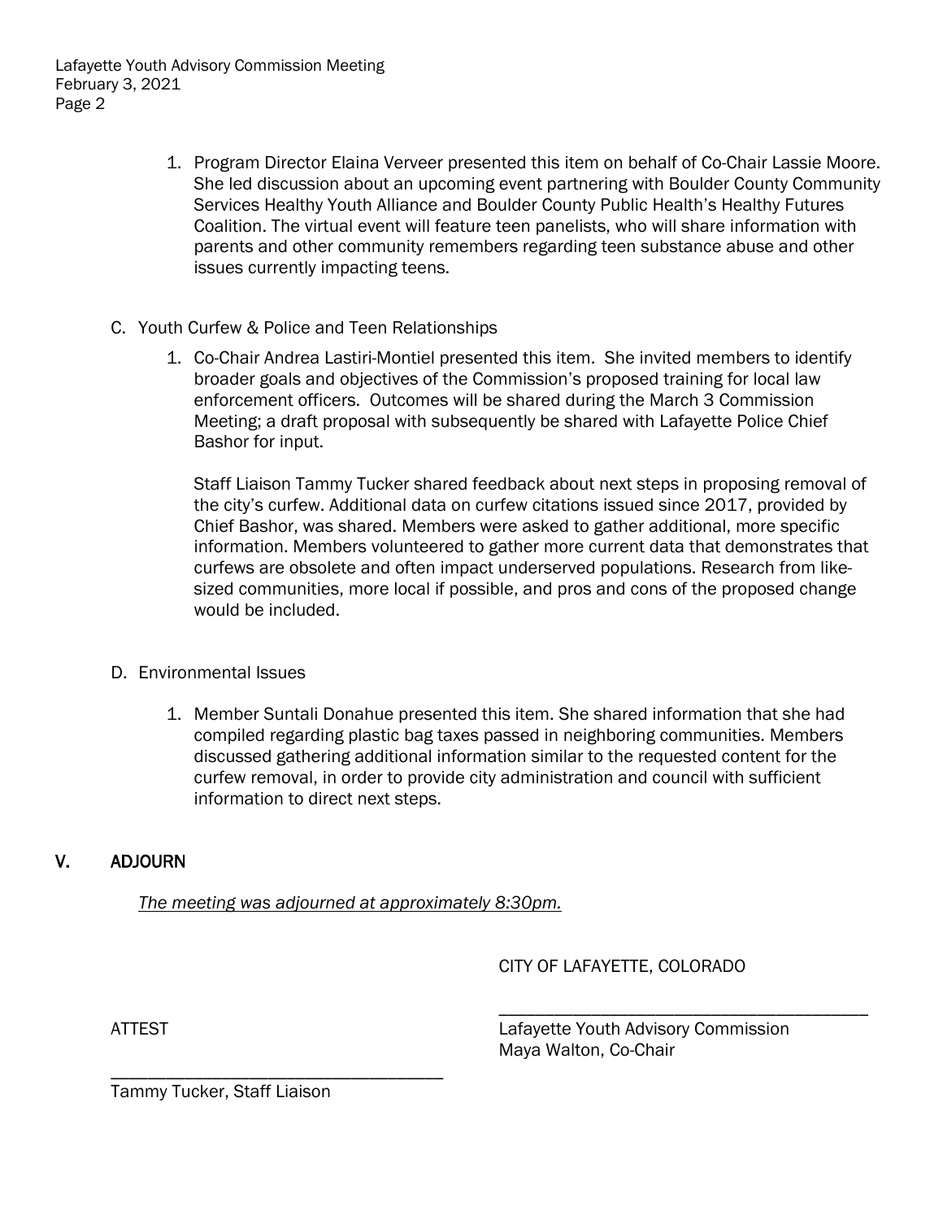1. Program Director Elaina Verveer presented this item on behalf of Co-Chair Lassie Moore. She led discussion about an upcoming event partnering with Boulder County Community Services Healthy Youth Alliance and Boulder County Public Health's Healthy Futures Coalition. The virtual event will feature teen panelists, who will share information with parents and other community remembers regarding teen substance abuse and other issues currently impacting teens.

C. Youth Curfew & Police and Teen Relationships

1. Co-Chair Andrea Lastiri-Montiel presented this item. She invited members to identify broader goals and objectives of the Commission's proposed training for local law enforcement officers. Outcomes will be shared during the March 3 Commission Meeting; a draft proposal with subsequently be shared with Lafayette Police Chief Bashor for input.

   Staff Liaison Tammy Tucker shared feedback about next steps in proposing removal of the city's curfew. Additional data on curfew citations issued since 2017, provided by Chief Bashor, was shared. Members were asked to gather additional, more specific information. Members volunteered to gather more current data that demonstrates that curfews are obsolete and often impact underserved populations. Research from like-sized communities, more local if possible, and pros and cons of the proposed change would be included.

D. Environmental Issues

1. Member Suntali Donahue presented this item. She shared information that she had compiled regarding plastic bag taxes passed in neighboring communities. Members discussed gathering additional information similar to the requested content for the curfew removal, in order to provide city administration and council with sufficient information to direct next steps.

## V. ADJOURN

*The meeting was adjourned at approximately 8:30pm.*

CITY OF LAFAYETTE, COLORADO

\_\_\_\_\_\_\_\_\_\_\_\_\_\_\_\_\_\_\_\_\_\_\_\_\_\_\_\_\_\_\_\_\_\_\_\_\_\_\_\_

Lafayette Youth Advisory Commission
Maya Walton, Co-Chair

ATTEST

\_\_\_\_\_\_\_\_\_\_\_\_\_\_\_\_\_\_\_\_\_\_\_\_\_\_\_\_\_\_\_\_\_\_\_\_\_\_\_\_

Tammy Tucker, Staff Liaison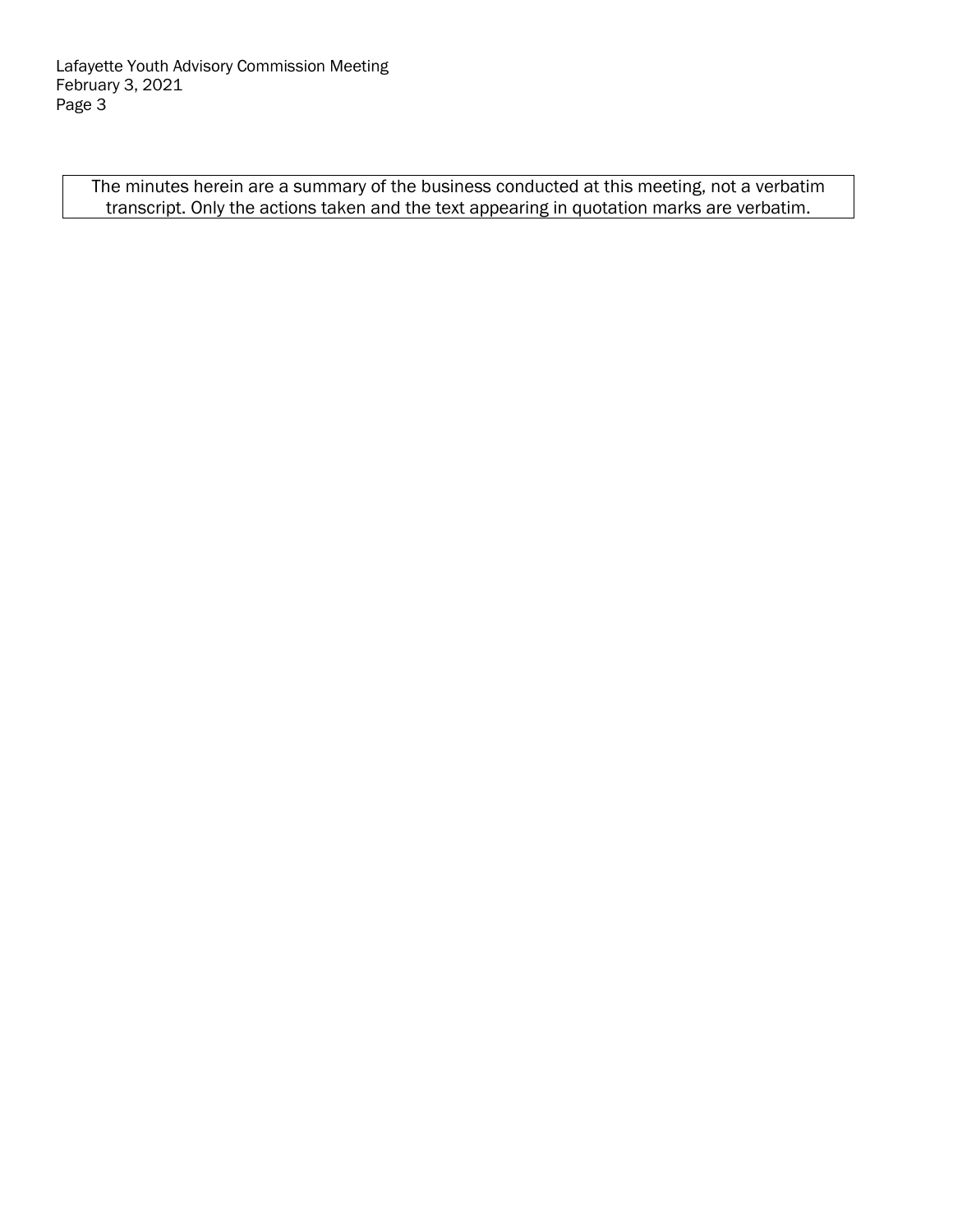The minutes herein are a summary of the business conducted at this meeting, not a verbatim transcript. Only the actions taken and the text appearing in quotation marks are verbatim.